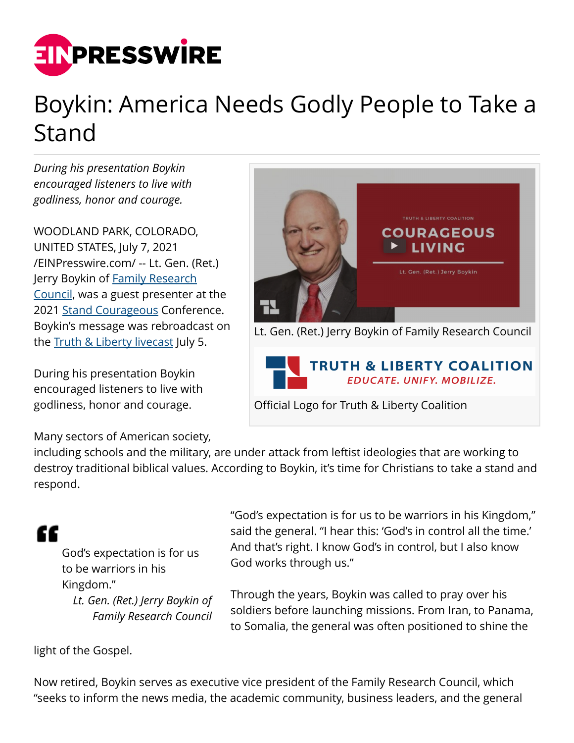# Boykin: America Needs Godly People to Take a Stand

*During his presentation Boykin encouraged listeners to live with godliness, honor and courage.*

WOODLAND PARK, COLORADO, UNITED STATES, July 7, 2021 /EINPresswire.com/ -- Lt. Gen. (Ret.) Jerry Boykin of Family Research Council, was a guest presenter at the 2021 Stand Courageous Conference. Boykin's message was rebroadcast on the Truth & Liberty livecast July 5.

Lt. Gen. (Ret.) Jerry Boykin of Family Research Council

Official Logo for Truth & Liberty Coalition

During his presentation Boykin encouraged listeners to live with godliness, honor and courage.

Many sectors of American society, including schools and the military, are under attack from leftist ideologies that are working to destroy traditional biblical values. According to Boykin, it's time for Christians to take a stand and respond.

> God's expectation is for us to be warriors in his Kingdom."
>
> *Lt. Gen. (Ret.) Jerry Boykin of Family Research Council*

"God's expectation is for us to be warriors in his Kingdom," said the general. "I hear this: 'God's in control all the time.' And that's right. I know God's in control, but I also know God works through us."

Through the years, Boykin was called to pray over his soldiers before launching missions. From Iran, to Panama, to Somalia, the general was often positioned to shine the light of the Gospel.

Now retired, Boykin serves as executive vice president of the Family Research Council, which "seeks to inform the news media, the academic community, business leaders, and the general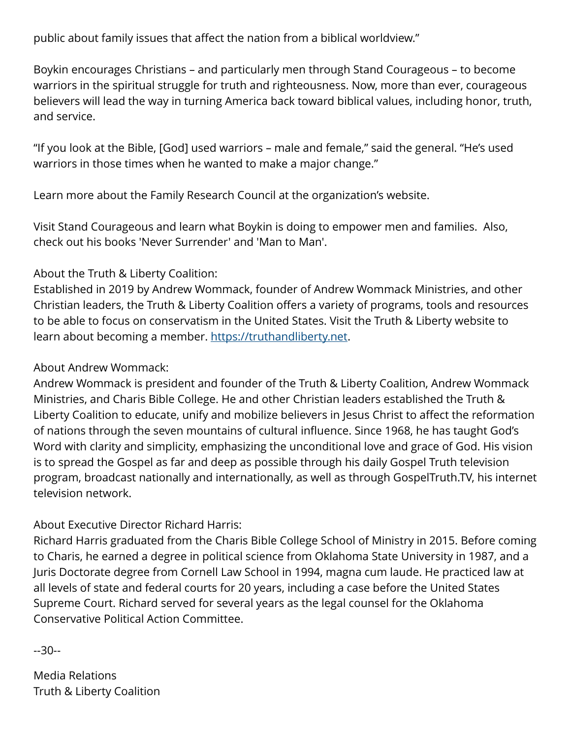public about family issues that affect the nation from a biblical worldview."

Boykin encourages Christians – and particularly men through Stand Courageous – to become warriors in the spiritual struggle for truth and righteousness. Now, more than ever, courageous believers will lead the way in turning America back toward biblical values, including honor, truth, and service.

"If you look at the Bible, [God] used warriors – male and female," said the general. "He's used warriors in those times when he wanted to make a major change."

Learn more about the Family Research Council at the organization's website.

Visit Stand Courageous and learn what Boykin is doing to empower men and families.  Also, check out his books 'Never Surrender' and 'Man to Man'.

About the Truth & Liberty Coalition:
Established in 2019 by Andrew Wommack, founder of Andrew Wommack Ministries, and other Christian leaders, the Truth & Liberty Coalition offers a variety of programs, tools and resources to be able to focus on conservatism in the United States. Visit the Truth & Liberty website to learn about becoming a member. [https://truthandliberty.net](https://truthandliberty.net).

About Andrew Wommack:
Andrew Wommack is president and founder of the Truth & Liberty Coalition, Andrew Wommack Ministries, and Charis Bible College. He and other Christian leaders established the Truth & Liberty Coalition to educate, unify and mobilize believers in Jesus Christ to affect the reformation of nations through the seven mountains of cultural influence. Since 1968, he has taught God's Word with clarity and simplicity, emphasizing the unconditional love and grace of God. His vision is to spread the Gospel as far and deep as possible through his daily Gospel Truth television program, broadcast nationally and internationally, as well as through GospelTruth.TV, his internet television network.

About Executive Director Richard Harris:
Richard Harris graduated from the Charis Bible College School of Ministry in 2015. Before coming to Charis, he earned a degree in political science from Oklahoma State University in 1987, and a Juris Doctorate degree from Cornell Law School in 1994, magna cum laude. He practiced law at all levels of state and federal courts for 20 years, including a case before the United States Supreme Court. Richard served for several years as the legal counsel for the Oklahoma Conservative Political Action Committee.

--30--

Media Relations
Truth & Liberty Coalition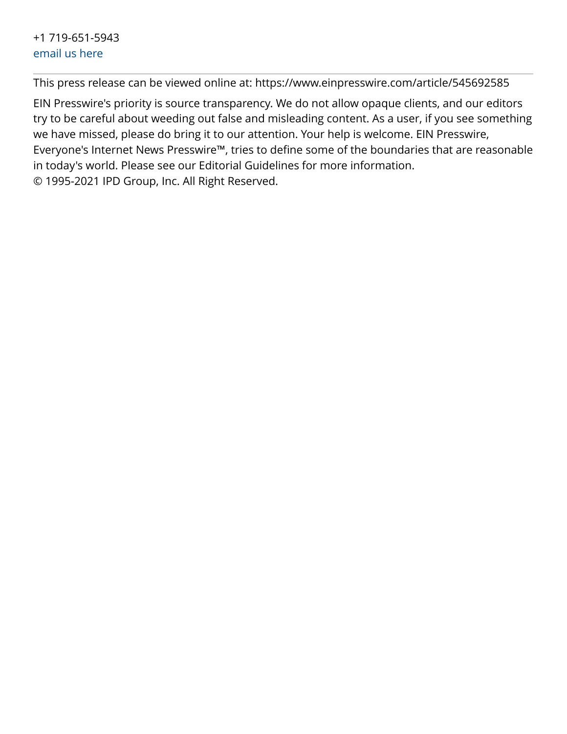+1 719-651-5943
email us here

---

This press release can be viewed online at: https://www.einpresswire.com/article/545692585

EIN Presswire's priority is source transparency. We do not allow opaque clients, and our editors try to be careful about weeding out false and misleading content. As a user, if you see something we have missed, please do bring it to our attention. Your help is welcome. EIN Presswire, Everyone's Internet News Presswire™, tries to define some of the boundaries that are reasonable in today's world. Please see our Editorial Guidelines for more information.
© 1995-2021 IPD Group, Inc. All Right Reserved.